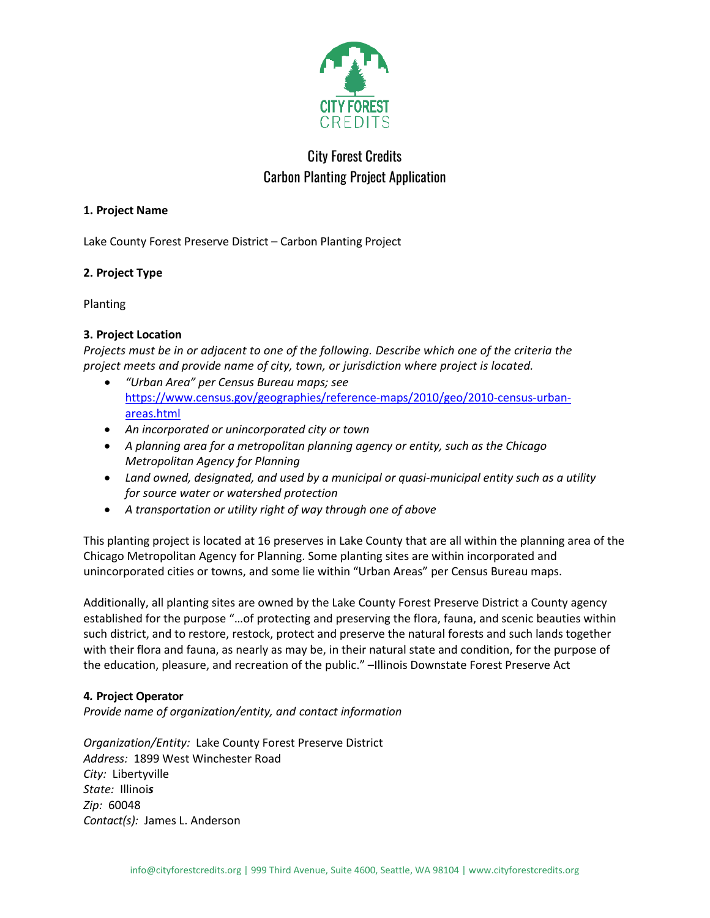# City Forest Credits
## Carbon Planting Project Application

**1. Project Name**

Lake County Forest Preserve District – Carbon Planting Project

**2. Project Type**

Planting

**3. Project Location**

*Projects must be in or adjacent to one of the following. Describe which one of the criteria the project meets and provide name of city, town, or jurisdiction where project is located.*

- *"Urban Area" per Census Bureau maps; see* https://www.census.gov/geographies/reference-maps/2010/geo/2010-census-urban-areas.html
- *An incorporated or unincorporated city or town*
- *A planning area for a metropolitan planning agency or entity, such as the Chicago Metropolitan Agency for Planning*
- *Land owned, designated, and used by a municipal or quasi-municipal entity such as a utility for source water or watershed protection*
- *A transportation or utility right of way through one of above*

This planting project is located at 16 preserves in Lake County that are all within the planning area of the Chicago Metropolitan Agency for Planning. Some planting sites are within incorporated and unincorporated cities or towns, and some lie within "Urban Areas" per Census Bureau maps.

Additionally, all planting sites are owned by the Lake County Forest Preserve District a County agency established for the purpose "…of protecting and preserving the flora, fauna, and scenic beauties within such district, and to restore, restock, protect and preserve the natural forests and such lands together with their flora and fauna, as nearly as may be, in their natural state and condition, for the purpose of the education, pleasure, and recreation of the public." –Illinois Downstate Forest Preserve Act

**4. Project Operator**

*Provide name of organization/entity, and contact information*

*Organization/Entity:* Lake County Forest Preserve District
*Address:* 1899 West Winchester Road
*City:* Libertyville
*State:* Illinois
*Zip:* 60048
*Contact(s):* James L. Anderson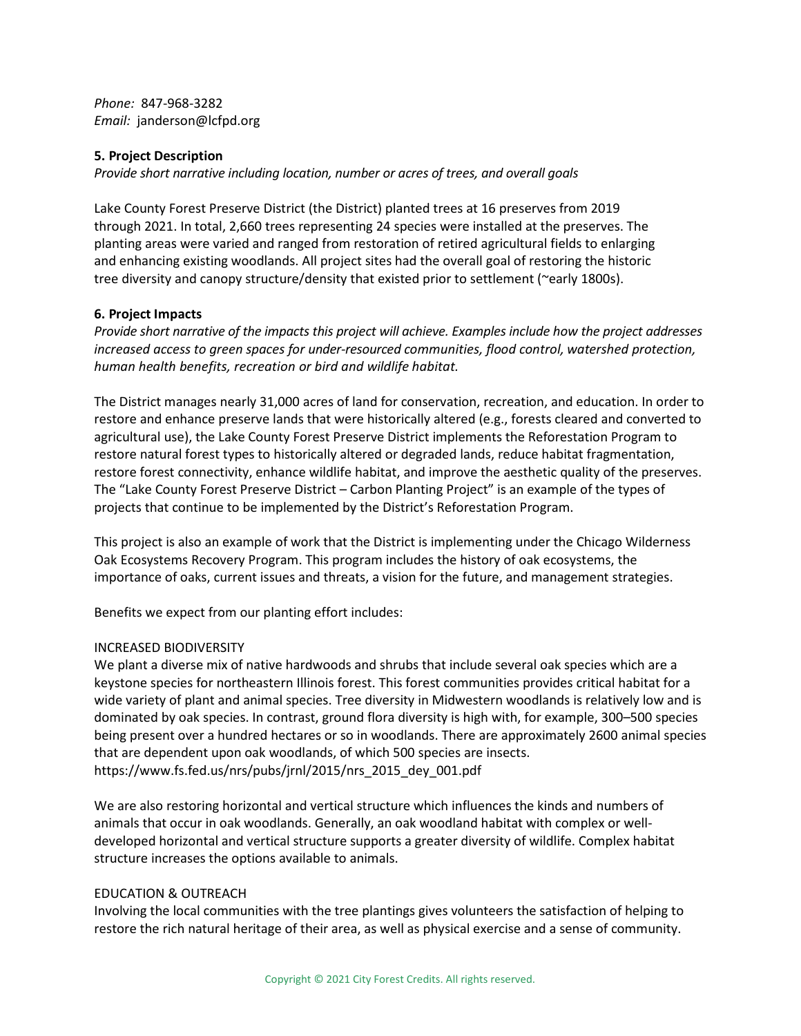*Phone:* 847-968-3282
*Email:* janderson@lcfpd.org

**5. Project Description**

*Provide short narrative including location, number or acres of trees, and overall goals*

Lake County Forest Preserve District (the District) planted trees at 16 preserves from 2019 through 2021. In total, 2,660 trees representing 24 species were installed at the preserves. The planting areas were varied and ranged from restoration of retired agricultural fields to enlarging and enhancing existing woodlands. All project sites had the overall goal of restoring the historic tree diversity and canopy structure/density that existed prior to settlement (~early 1800s).

**6. Project Impacts**

*Provide short narrative of the impacts this project will achieve. Examples include how the project addresses increased access to green spaces for under-resourced communities, flood control, watershed protection, human health benefits, recreation or bird and wildlife habitat.*

The District manages nearly 31,000 acres of land for conservation, recreation, and education. In order to restore and enhance preserve lands that were historically altered (e.g., forests cleared and converted to agricultural use), the Lake County Forest Preserve District implements the Reforestation Program to restore natural forest types to historically altered or degraded lands, reduce habitat fragmentation, restore forest connectivity, enhance wildlife habitat, and improve the aesthetic quality of the preserves. The "Lake County Forest Preserve District – Carbon Planting Project" is an example of the types of projects that continue to be implemented by the District's Reforestation Program.

This project is also an example of work that the District is implementing under the Chicago Wilderness Oak Ecosystems Recovery Program. This program includes the history of oak ecosystems, the importance of oaks, current issues and threats, a vision for the future, and management strategies.

Benefits we expect from our planting effort includes:

INCREASED BIODIVERSITY

We plant a diverse mix of native hardwoods and shrubs that include several oak species which are a keystone species for northeastern Illinois forest. This forest communities provides critical habitat for a wide variety of plant and animal species. Tree diversity in Midwestern woodlands is relatively low and is dominated by oak species. In contrast, ground flora diversity is high with, for example, 300–500 species being present over a hundred hectares or so in woodlands. There are approximately 2600 animal species that are dependent upon oak woodlands, of which 500 species are insects.
https://www.fs.fed.us/nrs/pubs/jrnl/2015/nrs_2015_dey_001.pdf

We are also restoring horizontal and vertical structure which influences the kinds and numbers of animals that occur in oak woodlands. Generally, an oak woodland habitat with complex or well-developed horizontal and vertical structure supports a greater diversity of wildlife. Complex habitat structure increases the options available to animals.

EDUCATION & OUTREACH

Involving the local communities with the tree plantings gives volunteers the satisfaction of helping to restore the rich natural heritage of their area, as well as physical exercise and a sense of community.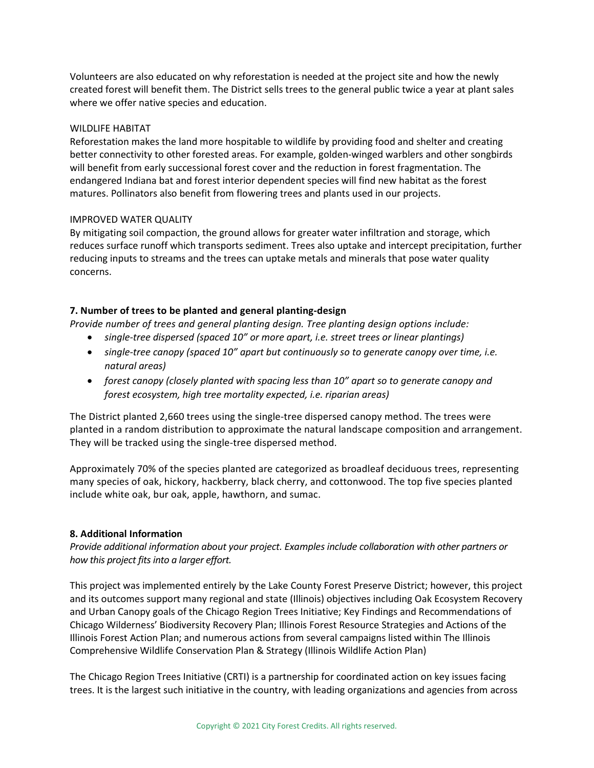Volunteers are also educated on why reforestation is needed at the project site and how the newly created forest will benefit them. The District sells trees to the general public twice a year at plant sales where we offer native species and education.

WILDLIFE HABITAT
Reforestation makes the land more hospitable to wildlife by providing food and shelter and creating better connectivity to other forested areas. For example, golden-winged warblers and other songbirds will benefit from early successional forest cover and the reduction in forest fragmentation. The endangered Indiana bat and forest interior dependent species will find new habitat as the forest matures. Pollinators also benefit from flowering trees and plants used in our projects.

IMPROVED WATER QUALITY
By mitigating soil compaction, the ground allows for greater water infiltration and storage, which reduces surface runoff which transports sediment. Trees also uptake and intercept precipitation, further reducing inputs to streams and the trees can uptake metals and minerals that pose water quality concerns.

**7. Number of trees to be planted and general planting-design**

*Provide number of trees and general planting design. Tree planting design options include:*

- *single-tree dispersed (spaced 10" or more apart, i.e. street trees or linear plantings)*
- *single-tree canopy (spaced 10" apart but continuously so to generate canopy over time, i.e. natural areas)*
- *forest canopy (closely planted with spacing less than 10" apart so to generate canopy and forest ecosystem, high tree mortality expected, i.e. riparian areas)*

The District planted 2,660 trees using the single-tree dispersed canopy method. The trees were planted in a random distribution to approximate the natural landscape composition and arrangement. They will be tracked using the single-tree dispersed method.

Approximately 70% of the species planted are categorized as broadleaf deciduous trees, representing many species of oak, hickory, hackberry, black cherry, and cottonwood. The top five species planted include white oak, bur oak, apple, hawthorn, and sumac.

**8. Additional Information**

*Provide additional information about your project. Examples include collaboration with other partners or how this project fits into a larger effort.*

This project was implemented entirely by the Lake County Forest Preserve District; however, this project and its outcomes support many regional and state (Illinois) objectives including Oak Ecosystem Recovery and Urban Canopy goals of the Chicago Region Trees Initiative; Key Findings and Recommendations of Chicago Wilderness' Biodiversity Recovery Plan; Illinois Forest Resource Strategies and Actions of the Illinois Forest Action Plan; and numerous actions from several campaigns listed within The Illinois Comprehensive Wildlife Conservation Plan & Strategy (Illinois Wildlife Action Plan)

The Chicago Region Trees Initiative (CRTI) is a partnership for coordinated action on key issues facing trees. It is the largest such initiative in the country, with leading organizations and agencies from across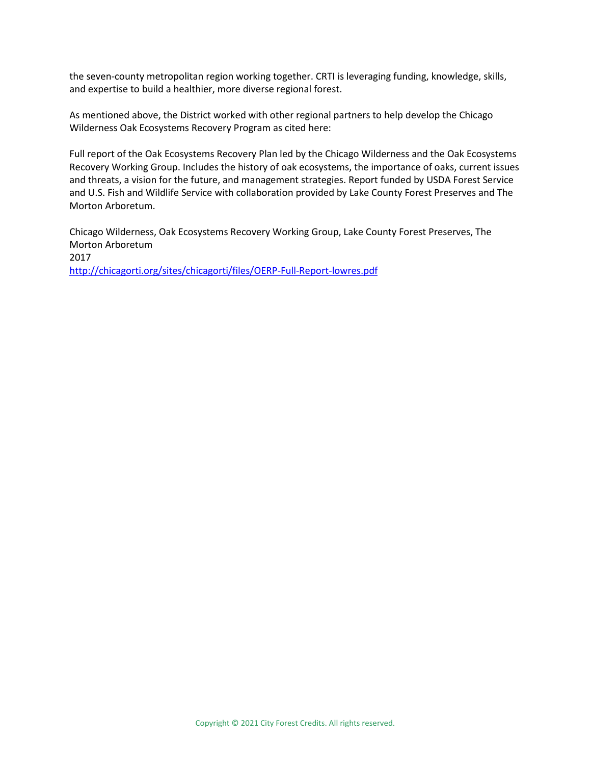the seven-county metropolitan region working together. CRTI is leveraging funding, knowledge, skills, and expertise to build a healthier, more diverse regional forest.

As mentioned above, the District worked with other regional partners to help develop the Chicago Wilderness Oak Ecosystems Recovery Program as cited here:

Full report of the Oak Ecosystems Recovery Plan led by the Chicago Wilderness and the Oak Ecosystems Recovery Working Group. Includes the history of oak ecosystems, the importance of oaks, current issues and threats, a vision for the future, and management strategies. Report funded by USDA Forest Service and U.S. Fish and Wildlife Service with collaboration provided by Lake County Forest Preserves and The Morton Arboretum.

Chicago Wilderness, Oak Ecosystems Recovery Working Group, Lake County Forest Preserves, The Morton Arboretum
2017
[http://chicagorti.org/sites/chicagorti/files/OERP-Full-Report-lowres.pdf](http://chicagorti.org/sites/chicagorti/files/OERP-Full-Report-lowres.pdf)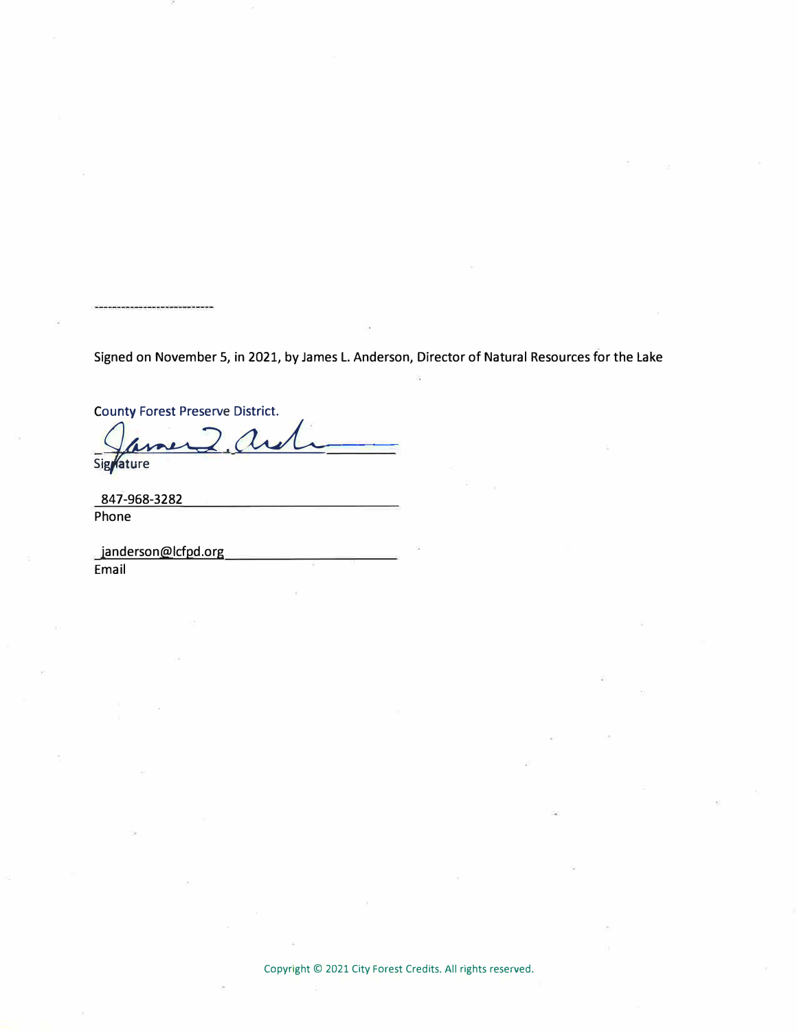----------------------------

Signed on November 5, in 2021, by James L. Anderson, Director of Natural Resources for the Lake

County Forest Preserve District.

_______________________________
Signature

847-968-3282
Phone

janderson@lcfpd.org
Email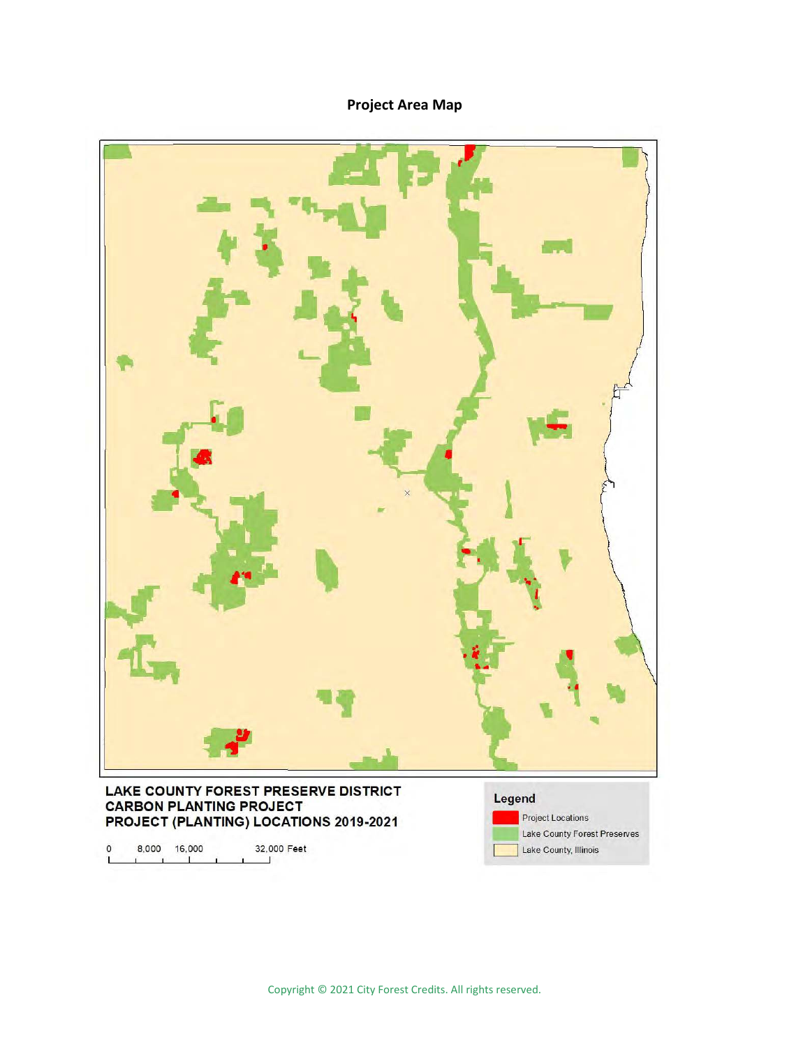## Project Area Map

LAKE COUNTY FOREST PRESERVE DISTRICT
CARBON PLANTING PROJECT
PROJECT (PLANTING) LOCATIONS 2019-2021

0 8,000 16,000 32,000 Feet

Legend
Project Locations
Lake County Forest Preserves
Lake County, Illinois

Copyright © 2021 City Forest Credits. All rights reserved.